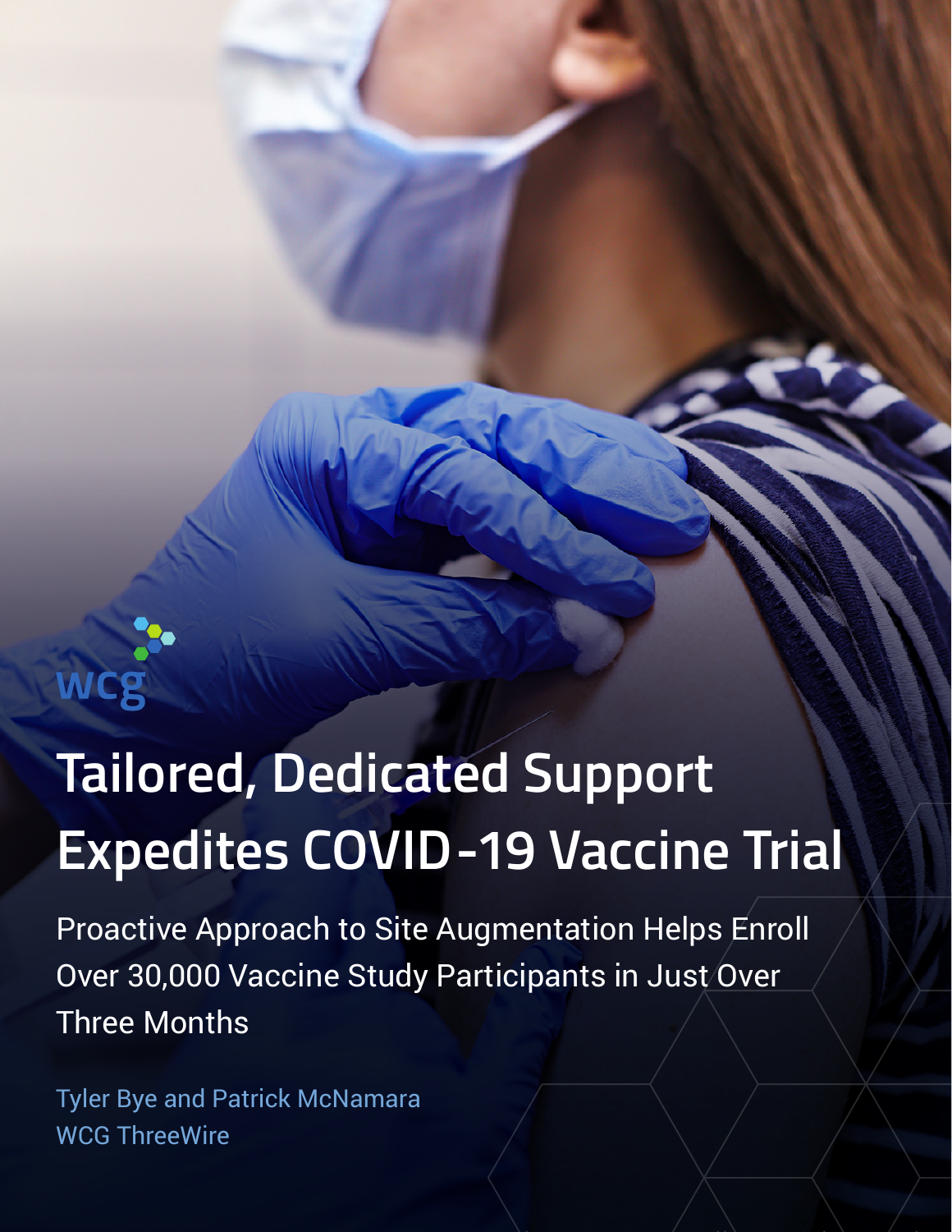wcg

# Tailored, Dedicated Support Expedites COVID-19 Vaccine Trial

## Proactive Approach to Site Augmentation Helps Enroll Over 30,000 Vaccine Study Participants in Just Over Three Months

Tyler Bye and Patrick McNamara
WCG ThreeWire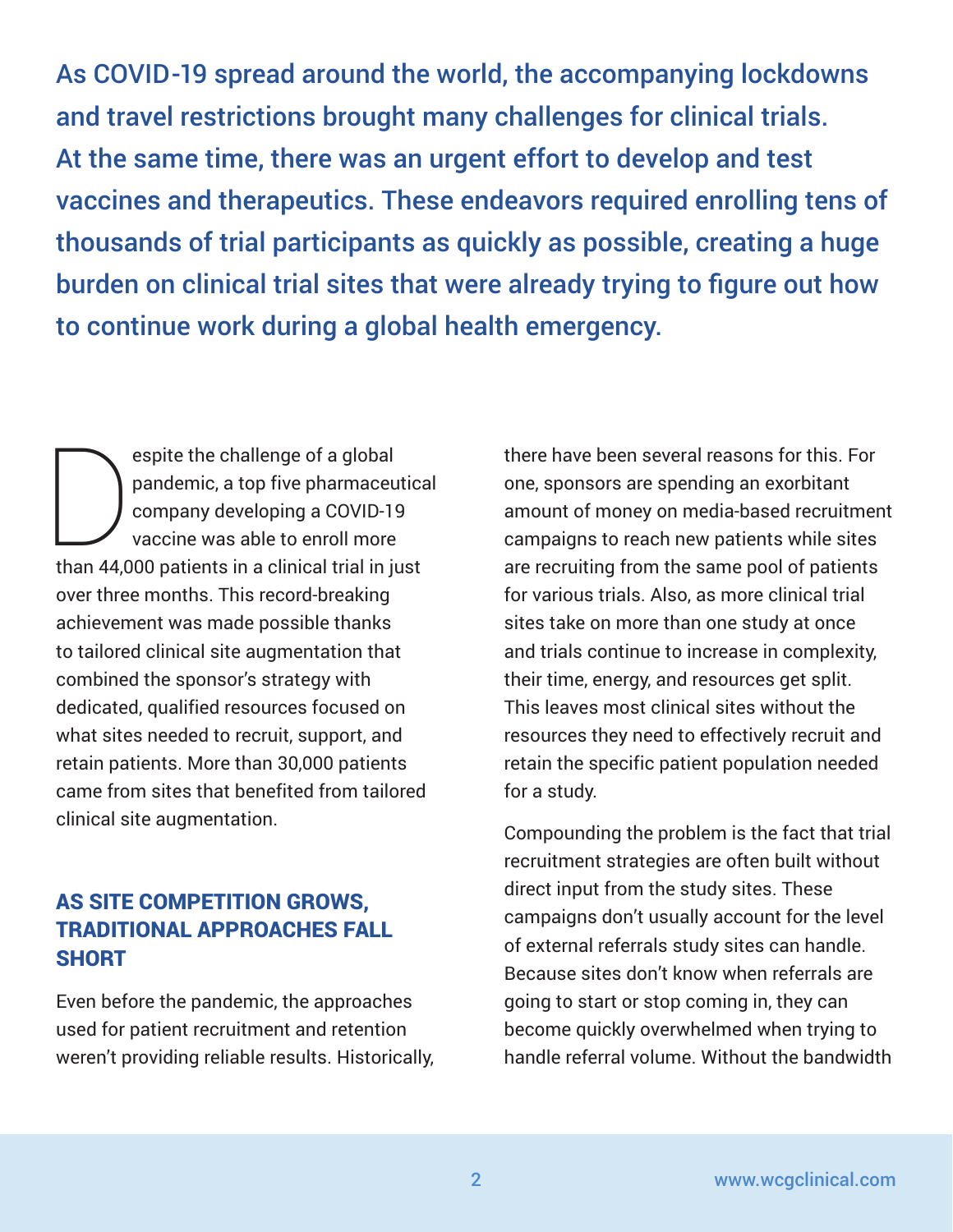As COVID-19 spread around the world, the accompanying lockdowns and travel restrictions brought many challenges for clinical trials. At the same time, there was an urgent effort to develop and test vaccines and therapeutics. These endeavors required enrolling tens of thousands of trial participants as quickly as possible, creating a huge burden on clinical trial sites that were already trying to figure out how to continue work during a global health emergency.

Despite the challenge of a global pandemic, a top five pharmaceutical company developing a COVID-19 vaccine was able to enroll more than 44,000 patients in a clinical trial in just over three months. This record-breaking achievement was made possible thanks to tailored clinical site augmentation that combined the sponsor's strategy with dedicated, qualified resources focused on what sites needed to recruit, support, and retain patients. More than 30,000 patients came from sites that benefited from tailored clinical site augmentation.

## AS SITE COMPETITION GROWS, TRADITIONAL APPROACHES FALL SHORT

Even before the pandemic, the approaches used for patient recruitment and retention weren't providing reliable results. Historically, there have been several reasons for this. For one, sponsors are spending an exorbitant amount of money on media-based recruitment campaigns to reach new patients while sites are recruiting from the same pool of patients for various trials. Also, as more clinical trial sites take on more than one study at once and trials continue to increase in complexity, their time, energy, and resources get split. This leaves most clinical sites without the resources they need to effectively recruit and retain the specific patient population needed for a study.

Compounding the problem is the fact that trial recruitment strategies are often built without direct input from the study sites. These campaigns don't usually account for the level of external referrals study sites can handle. Because sites don't know when referrals are going to start or stop coming in, they can become quickly overwhelmed when trying to handle referral volume. Without the bandwidth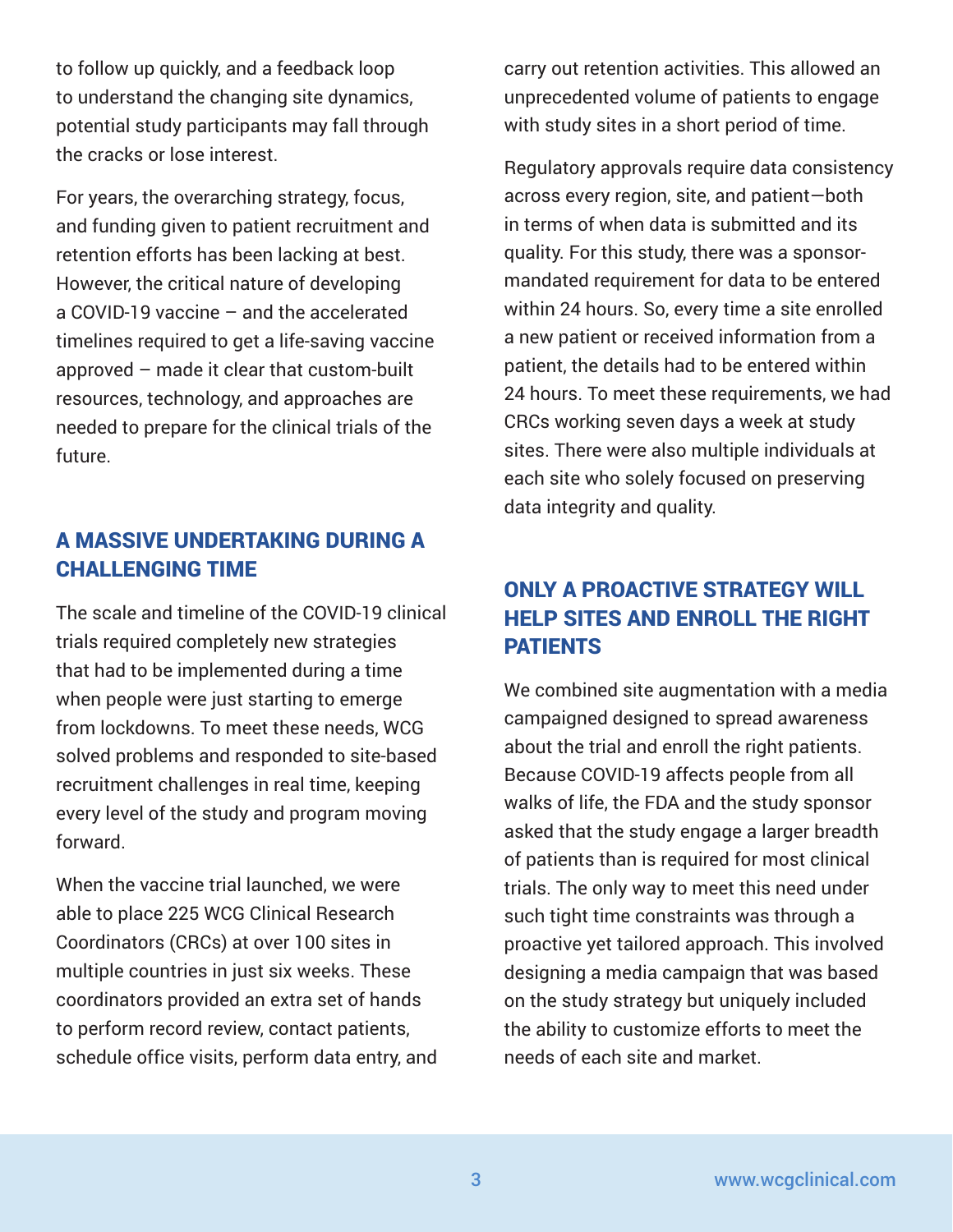to follow up quickly, and a feedback loop to understand the changing site dynamics, potential study participants may fall through the cracks or lose interest.

For years, the overarching strategy, focus, and funding given to patient recruitment and retention efforts has been lacking at best. However, the critical nature of developing a COVID-19 vaccine – and the accelerated timelines required to get a life-saving vaccine approved – made it clear that custom-built resources, technology, and approaches are needed to prepare for the clinical trials of the future.

## A MASSIVE UNDERTAKING DURING A CHALLENGING TIME

The scale and timeline of the COVID-19 clinical trials required completely new strategies that had to be implemented during a time when people were just starting to emerge from lockdowns. To meet these needs, WCG solved problems and responded to site-based recruitment challenges in real time, keeping every level of the study and program moving forward.

When the vaccine trial launched, we were able to place 225 WCG Clinical Research Coordinators (CRCs) at over 100 sites in multiple countries in just six weeks. These coordinators provided an extra set of hands to perform record review, contact patients, schedule office visits, perform data entry, and carry out retention activities. This allowed an unprecedented volume of patients to engage with study sites in a short period of time.

Regulatory approvals require data consistency across every region, site, and patient—both in terms of when data is submitted and its quality. For this study, there was a sponsor-mandated requirement for data to be entered within 24 hours. So, every time a site enrolled a new patient or received information from a patient, the details had to be entered within 24 hours. To meet these requirements, we had CRCs working seven days a week at study sites. There were also multiple individuals at each site who solely focused on preserving data integrity and quality.

## ONLY A PROACTIVE STRATEGY WILL HELP SITES AND ENROLL THE RIGHT PATIENTS

We combined site augmentation with a media campaigned designed to spread awareness about the trial and enroll the right patients. Because COVID-19 affects people from all walks of life, the FDA and the study sponsor asked that the study engage a larger breadth of patients than is required for most clinical trials. The only way to meet this need under such tight time constraints was through a proactive yet tailored approach. This involved designing a media campaign that was based on the study strategy but uniquely included the ability to customize efforts to meet the needs of each site and market.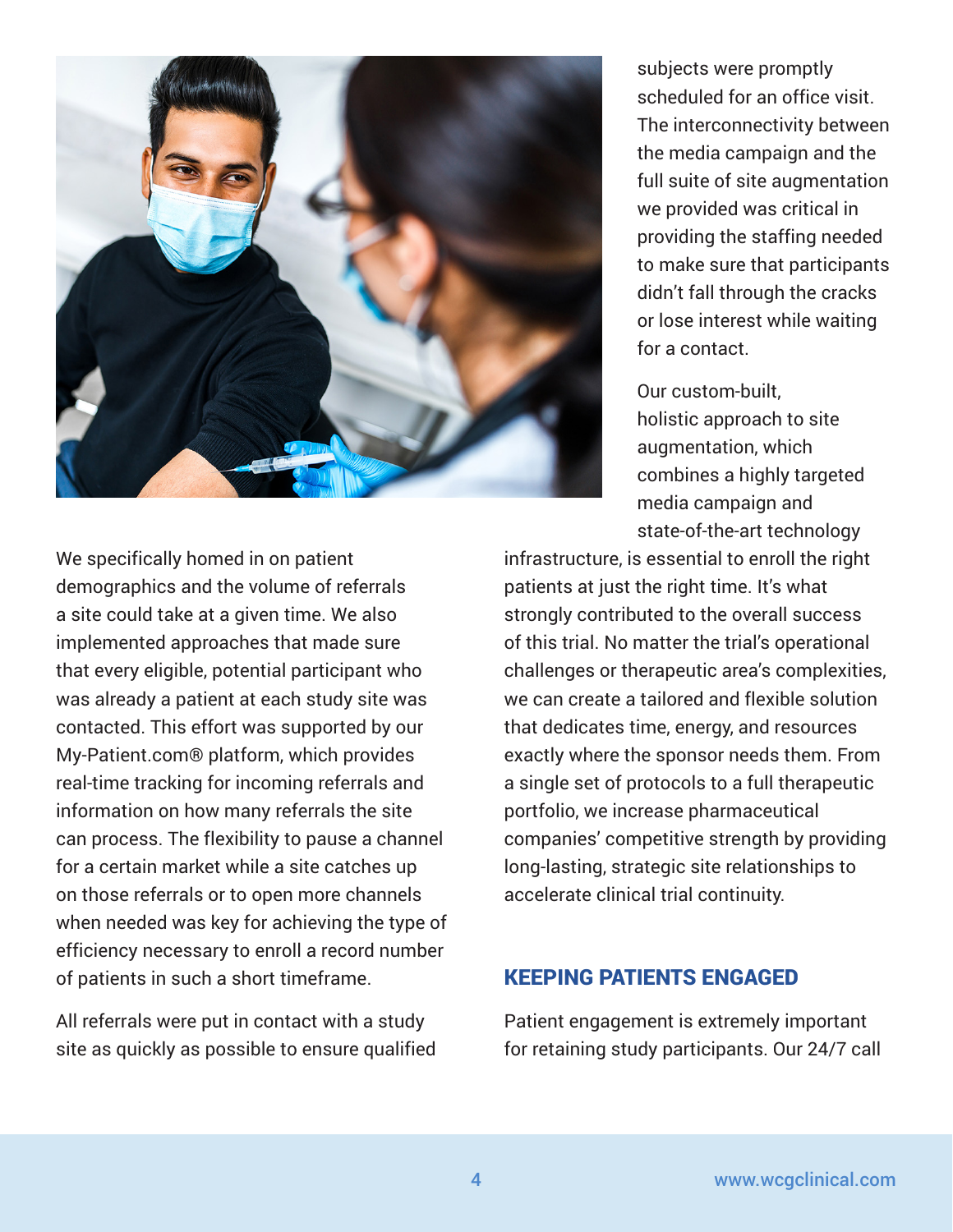subjects were promptly scheduled for an office visit. The interconnectivity between the media campaign and the full suite of site augmentation we provided was critical in providing the staffing needed to make sure that participants didn't fall through the cracks or lose interest while waiting for a contact.

Our custom-built, holistic approach to site augmentation, which combines a highly targeted media campaign and state-of-the-art technology infrastructure, is essential to enroll the right patients at just the right time. It's what strongly contributed to the overall success of this trial. No matter the trial's operational challenges or therapeutic area's complexities, we can create a tailored and flexible solution that dedicates time, energy, and resources exactly where the sponsor needs them. From a single set of protocols to a full therapeutic portfolio, we increase pharmaceutical companies' competitive strength by providing long-lasting, strategic site relationships to accelerate clinical trial continuity.

We specifically homed in on patient demographics and the volume of referrals a site could take at a given time. We also implemented approaches that made sure that every eligible, potential participant who was already a patient at each study site was contacted. This effort was supported by our My-Patient.com® platform, which provides real-time tracking for incoming referrals and information on how many referrals the site can process. The flexibility to pause a channel for a certain market while a site catches up on those referrals or to open more channels when needed was key for achieving the type of efficiency necessary to enroll a record number of patients in such a short timeframe.

All referrals were put in contact with a study site as quickly as possible to ensure qualified

## KEEPING PATIENTS ENGAGED

Patient engagement is extremely important for retaining study participants. Our 24/7 call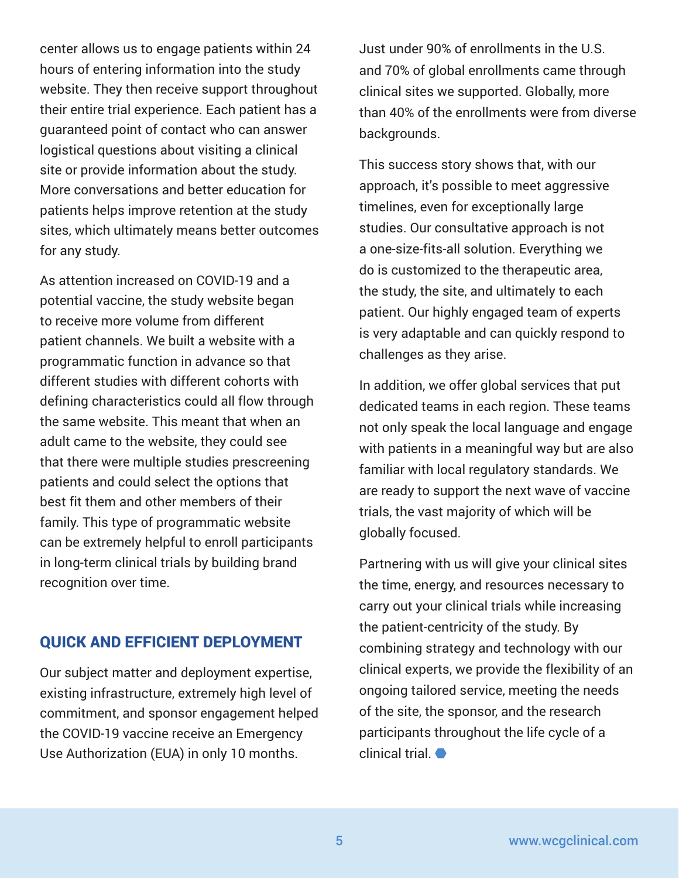center allows us to engage patients within 24 hours of entering information into the study website. They then receive support throughout their entire trial experience. Each patient has a guaranteed point of contact who can answer logistical questions about visiting a clinical site or provide information about the study. More conversations and better education for patients helps improve retention at the study sites, which ultimately means better outcomes for any study.

As attention increased on COVID-19 and a potential vaccine, the study website began to receive more volume from different patient channels. We built a website with a programmatic function in advance so that different studies with different cohorts with defining characteristics could all flow through the same website. This meant that when an adult came to the website, they could see that there were multiple studies prescreening patients and could select the options that best fit them and other members of their family. This type of programmatic website can be extremely helpful to enroll participants in long-term clinical trials by building brand recognition over time.

## QUICK AND EFFICIENT DEPLOYMENT

Our subject matter and deployment expertise, existing infrastructure, extremely high level of commitment, and sponsor engagement helped the COVID-19 vaccine receive an Emergency Use Authorization (EUA) in only 10 months.

Just under 90% of enrollments in the U.S. and 70% of global enrollments came through clinical sites we supported. Globally, more than 40% of the enrollments were from diverse backgrounds.

This success story shows that, with our approach, it's possible to meet aggressive timelines, even for exceptionally large studies. Our consultative approach is not a one-size-fits-all solution. Everything we do is customized to the therapeutic area, the study, the site, and ultimately to each patient. Our highly engaged team of experts is very adaptable and can quickly respond to challenges as they arise.

In addition, we offer global services that put dedicated teams in each region. These teams not only speak the local language and engage with patients in a meaningful way but are also familiar with local regulatory standards. We are ready to support the next wave of vaccine trials, the vast majority of which will be globally focused.

Partnering with us will give your clinical sites the time, energy, and resources necessary to carry out your clinical trials while increasing the patient-centricity of the study. By combining strategy and technology with our clinical experts, we provide the flexibility of an ongoing tailored service, meeting the needs of the site, the sponsor, and the research participants throughout the life cycle of a clinical trial.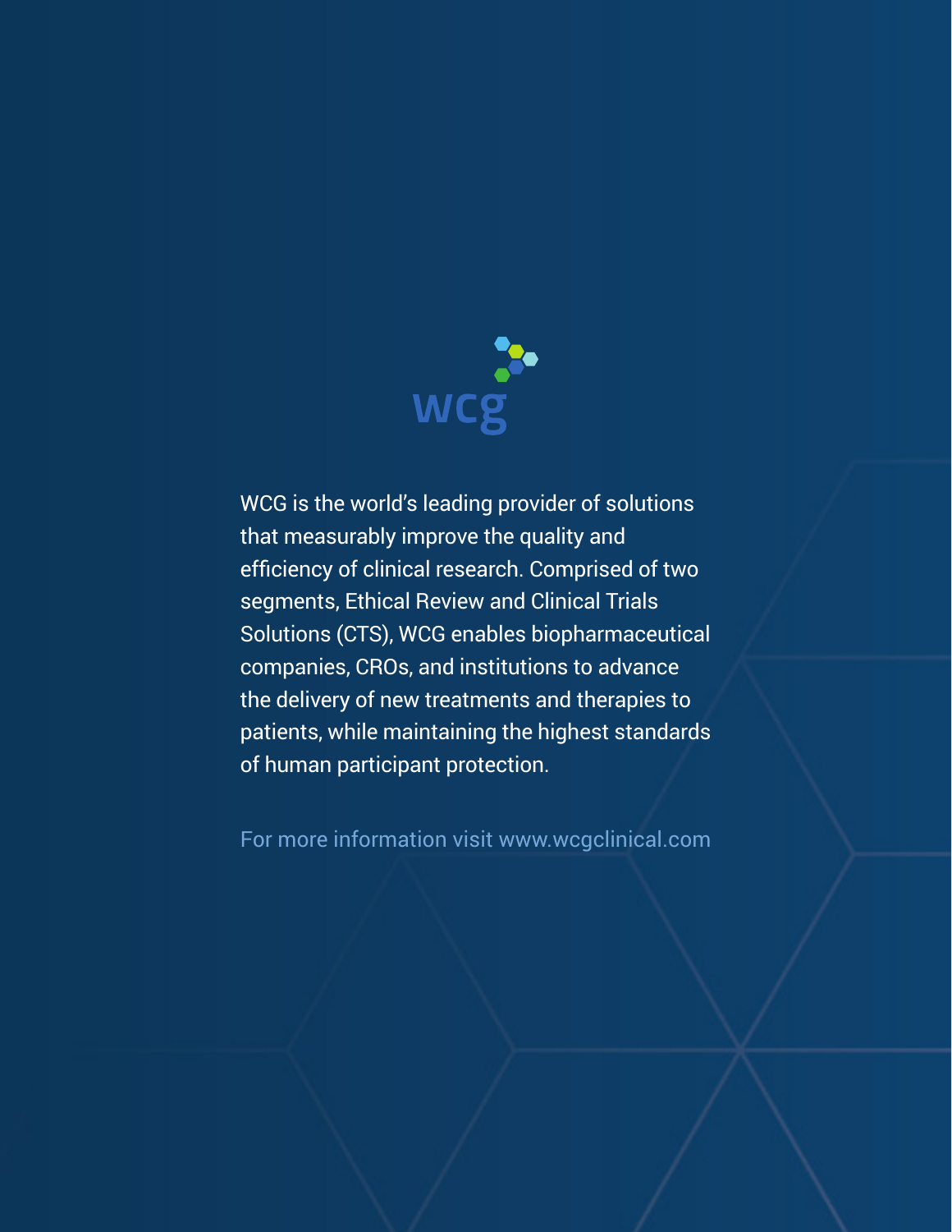wcg

WCG is the world's leading provider of solutions that measurably improve the quality and efficiency of clinical research. Comprised of two segments, Ethical Review and Clinical Trials Solutions (CTS), WCG enables biopharmaceutical companies, CROs, and institutions to advance the delivery of new treatments and therapies to patients, while maintaining the highest standards of human participant protection.

For more information visit www.wcgclinical.com